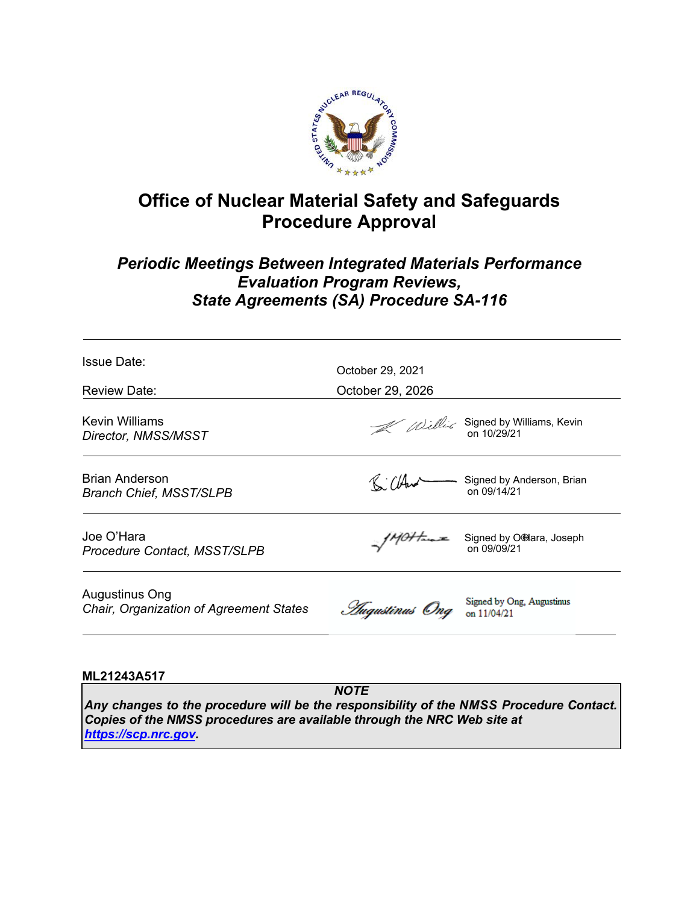# Office of Nuclear Material Safety and Safeguards Procedure Approval

## *Periodic Meetings Between Integrated Materials Performance Evaluation Program Reviews, State Agreements (SA) Procedure SA-116*

| | | |
|---|---|---|
| Issue Date: | October 29, 2021 | |
| Review Date: | October 29, 2026 | |
| Kevin Williams<br>*Director, NMSS/MSST* | | Signed by Williams, Kevin on 10/29/21 |
| Brian Anderson<br>*Branch Chief, MSST/SLPB* | | Signed by Anderson, Brian on 09/14/21 |
| Joe O'Hara<br>*Procedure Contact, MSST/SLPB* | | Signed by O'Hara, Joseph on 09/09/21 |
| Augustinus Ong<br>*Chair, Organization of Agreement States* | | Signed by Ong, Augustinus on 11/04/21 |

**ML21243A517**

> ***NOTE***
> ***Any changes to the procedure will be the responsibility of the NMSS Procedure Contact. Copies of the NMSS procedures are available through the NRC Web site at [https://scp.nrc.gov](https://scp.nrc.gov).***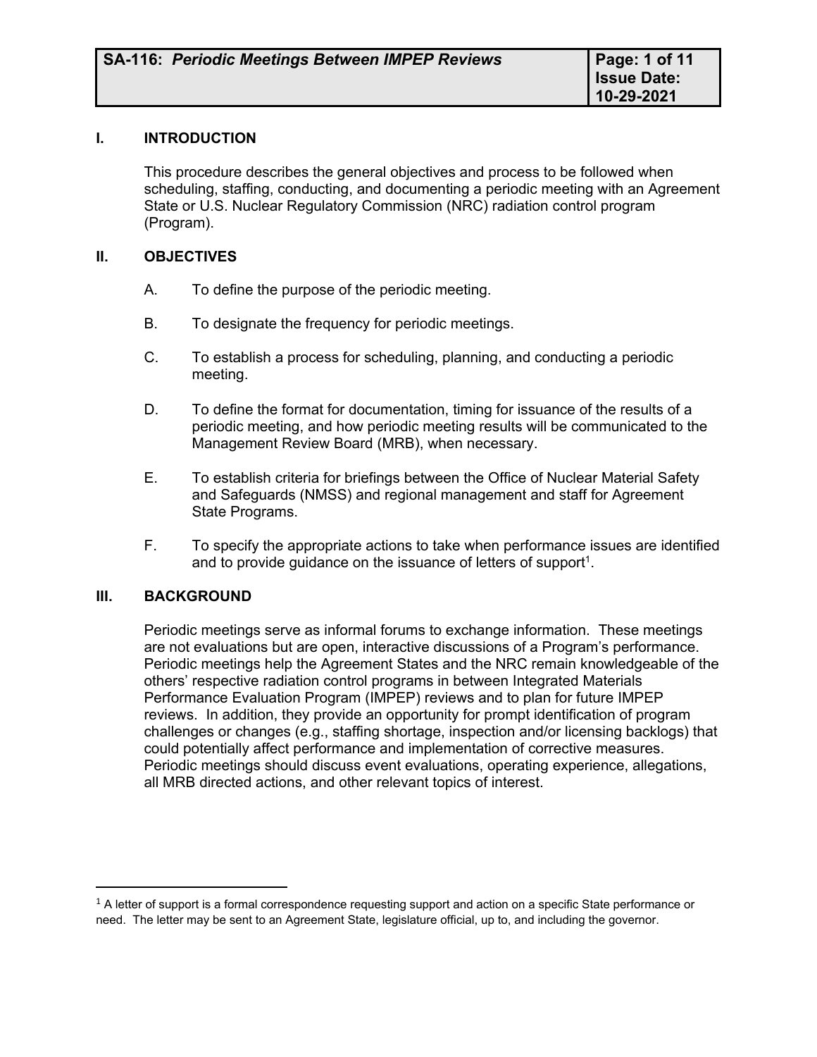## I. INTRODUCTION

This procedure describes the general objectives and process to be followed when scheduling, staffing, conducting, and documenting a periodic meeting with an Agreement State or U.S. Nuclear Regulatory Commission (NRC) radiation control program (Program).

## II. OBJECTIVES

A. To define the purpose of the periodic meeting.

B. To designate the frequency for periodic meetings.

C. To establish a process for scheduling, planning, and conducting a periodic meeting.

D. To define the format for documentation, timing for issuance of the results of a periodic meeting, and how periodic meeting results will be communicated to the Management Review Board (MRB), when necessary.

E. To establish criteria for briefings between the Office of Nuclear Material Safety and Safeguards (NMSS) and regional management and staff for Agreement State Programs.

F. To specify the appropriate actions to take when performance issues are identified and to provide guidance on the issuance of letters of support[1].

## III. BACKGROUND

Periodic meetings serve as informal forums to exchange information. These meetings are not evaluations but are open, interactive discussions of a Program's performance. Periodic meetings help the Agreement States and the NRC remain knowledgeable of the others' respective radiation control programs in between Integrated Materials Performance Evaluation Program (IMPEP) reviews and to plan for future IMPEP reviews. In addition, they provide an opportunity for prompt identification of program challenges or changes (e.g., staffing shortage, inspection and/or licensing backlogs) that could potentially affect performance and implementation of corrective measures. Periodic meetings should discuss event evaluations, operating experience, allegations, all MRB directed actions, and other relevant topics of interest.

---

[1] A letter of support is a formal correspondence requesting support and action on a specific State performance or need. The letter may be sent to an Agreement State, legislature official, up to, and including the governor.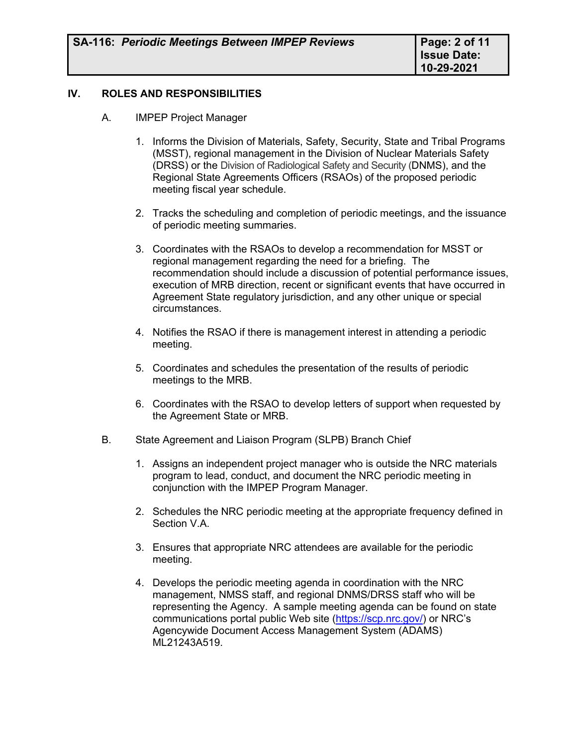## IV. ROLES AND RESPONSIBILITIES

A. IMPEP Project Manager

1. Informs the Division of Materials, Safety, Security, State and Tribal Programs (MSST), regional management in the Division of Nuclear Materials Safety (DRSS) or the Division of Radiological Safety and Security (DNMS), and the Regional State Agreements Officers (RSAOs) of the proposed periodic meeting fiscal year schedule.

2. Tracks the scheduling and completion of periodic meetings, and the issuance of periodic meeting summaries.

3. Coordinates with the RSAOs to develop a recommendation for MSST or regional management regarding the need for a briefing. The recommendation should include a discussion of potential performance issues, execution of MRB direction, recent or significant events that have occurred in Agreement State regulatory jurisdiction, and any other unique or special circumstances.

4. Notifies the RSAO if there is management interest in attending a periodic meeting.

5. Coordinates and schedules the presentation of the results of periodic meetings to the MRB.

6. Coordinates with the RSAO to develop letters of support when requested by the Agreement State or MRB.

B. State Agreement and Liaison Program (SLPB) Branch Chief

1. Assigns an independent project manager who is outside the NRC materials program to lead, conduct, and document the NRC periodic meeting in conjunction with the IMPEP Program Manager.

2. Schedules the NRC periodic meeting at the appropriate frequency defined in Section V.A.

3. Ensures that appropriate NRC attendees are available for the periodic meeting.

4. Develops the periodic meeting agenda in coordination with the NRC management, NMSS staff, and regional DNMS/DRSS staff who will be representing the Agency. A sample meeting agenda can be found on state communications portal public Web site (https://scp.nrc.gov/) or NRC's Agencywide Document Access Management System (ADAMS) ML21243A519.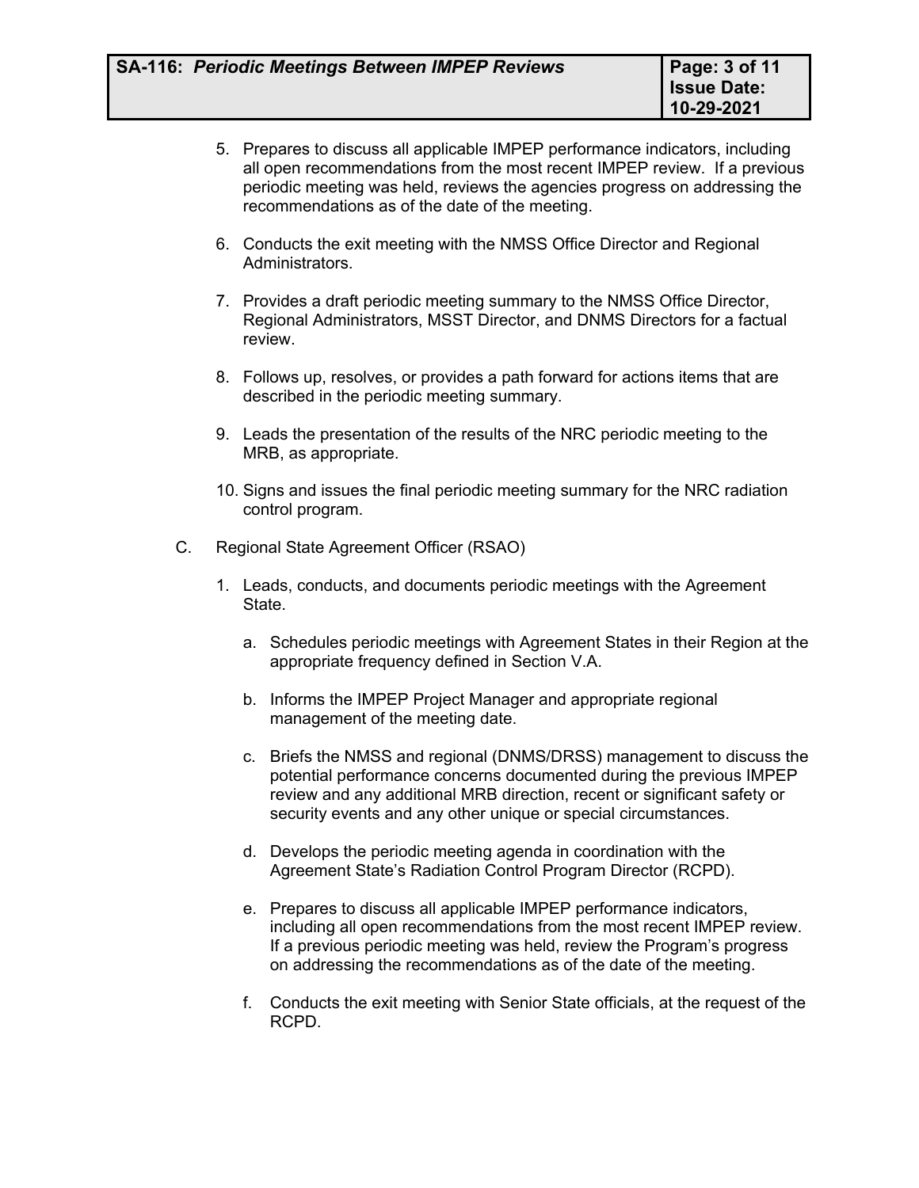5. Prepares to discuss all applicable IMPEP performance indicators, including all open recommendations from the most recent IMPEP review. If a previous periodic meeting was held, reviews the agencies progress on addressing the recommendations as of the date of the meeting.

6. Conducts the exit meeting with the NMSS Office Director and Regional Administrators.

7. Provides a draft periodic meeting summary to the NMSS Office Director, Regional Administrators, MSST Director, and DNMS Directors for a factual review.

8. Follows up, resolves, or provides a path forward for actions items that are described in the periodic meeting summary.

9. Leads the presentation of the results of the NRC periodic meeting to the MRB, as appropriate.

10. Signs and issues the final periodic meeting summary for the NRC radiation control program.

C. Regional State Agreement Officer (RSAO)

1. Leads, conducts, and documents periodic meetings with the Agreement State.

    a. Schedules periodic meetings with Agreement States in their Region at the appropriate frequency defined in Section V.A.

    b. Informs the IMPEP Project Manager and appropriate regional management of the meeting date.

    c. Briefs the NMSS and regional (DNMS/DRSS) management to discuss the potential performance concerns documented during the previous IMPEP review and any additional MRB direction, recent or significant safety or security events and any other unique or special circumstances.

    d. Develops the periodic meeting agenda in coordination with the Agreement State's Radiation Control Program Director (RCPD).

    e. Prepares to discuss all applicable IMPEP performance indicators, including all open recommendations from the most recent IMPEP review. If a previous periodic meeting was held, review the Program's progress on addressing the recommendations as of the date of the meeting.

    f. Conducts the exit meeting with Senior State officials, at the request of the RCPD.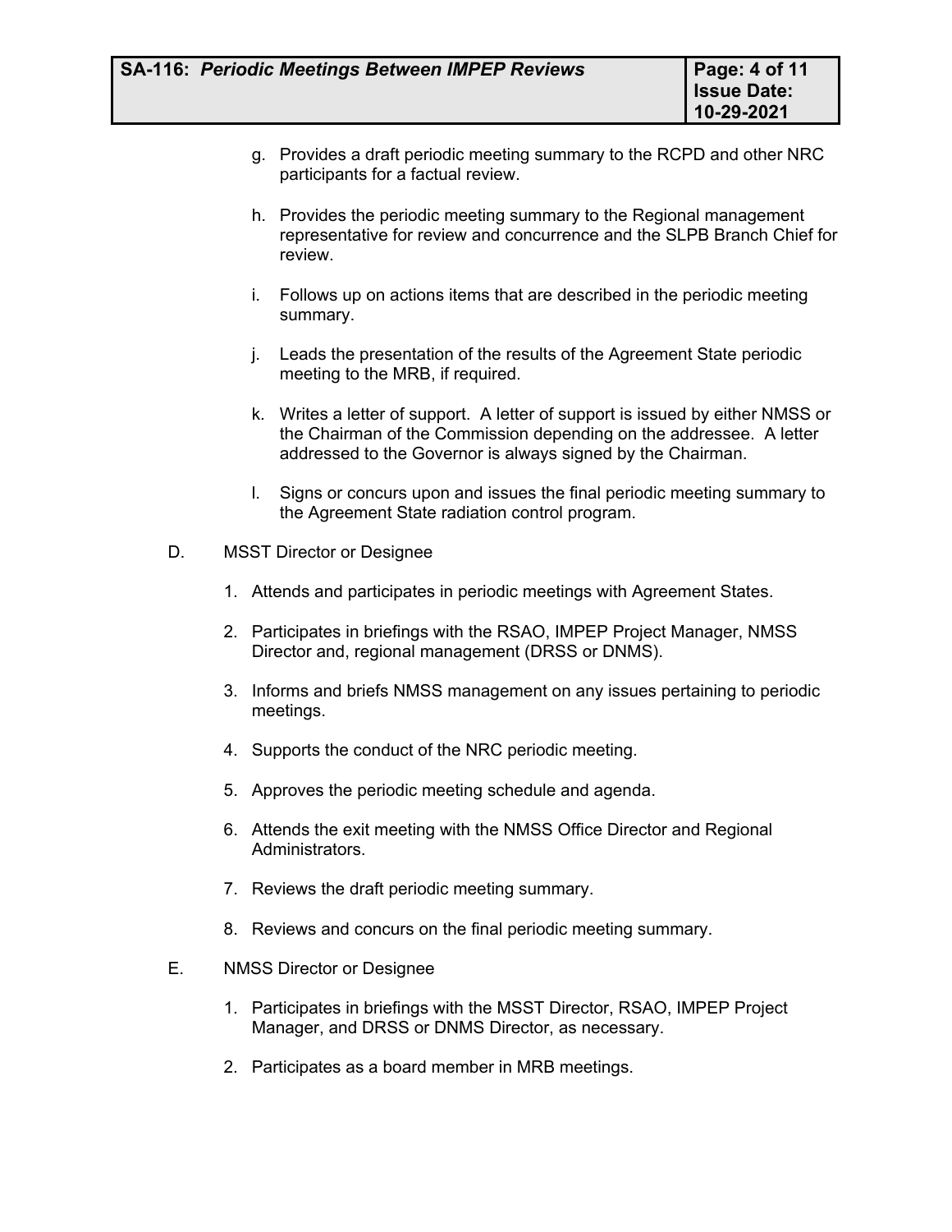g. Provides a draft periodic meeting summary to the RCPD and other NRC participants for a factual review.

h. Provides the periodic meeting summary to the Regional management representative for review and concurrence and the SLPB Branch Chief for review.

i. Follows up on actions items that are described in the periodic meeting summary.

j. Leads the presentation of the results of the Agreement State periodic meeting to the MRB, if required.

k. Writes a letter of support. A letter of support is issued by either NMSS or the Chairman of the Commission depending on the addressee. A letter addressed to the Governor is always signed by the Chairman.

l. Signs or concurs upon and issues the final periodic meeting summary to the Agreement State radiation control program.

D. MSST Director or Designee

1. Attends and participates in periodic meetings with Agreement States.
2. Participates in briefings with the RSAO, IMPEP Project Manager, NMSS Director and, regional management (DRSS or DNMS).
3. Informs and briefs NMSS management on any issues pertaining to periodic meetings.
4. Supports the conduct of the NRC periodic meeting.
5. Approves the periodic meeting schedule and agenda.
6. Attends the exit meeting with the NMSS Office Director and Regional Administrators.
7. Reviews the draft periodic meeting summary.
8. Reviews and concurs on the final periodic meeting summary.

E. NMSS Director or Designee

1. Participates in briefings with the MSST Director, RSAO, IMPEP Project Manager, and DRSS or DNMS Director, as necessary.
2. Participates as a board member in MRB meetings.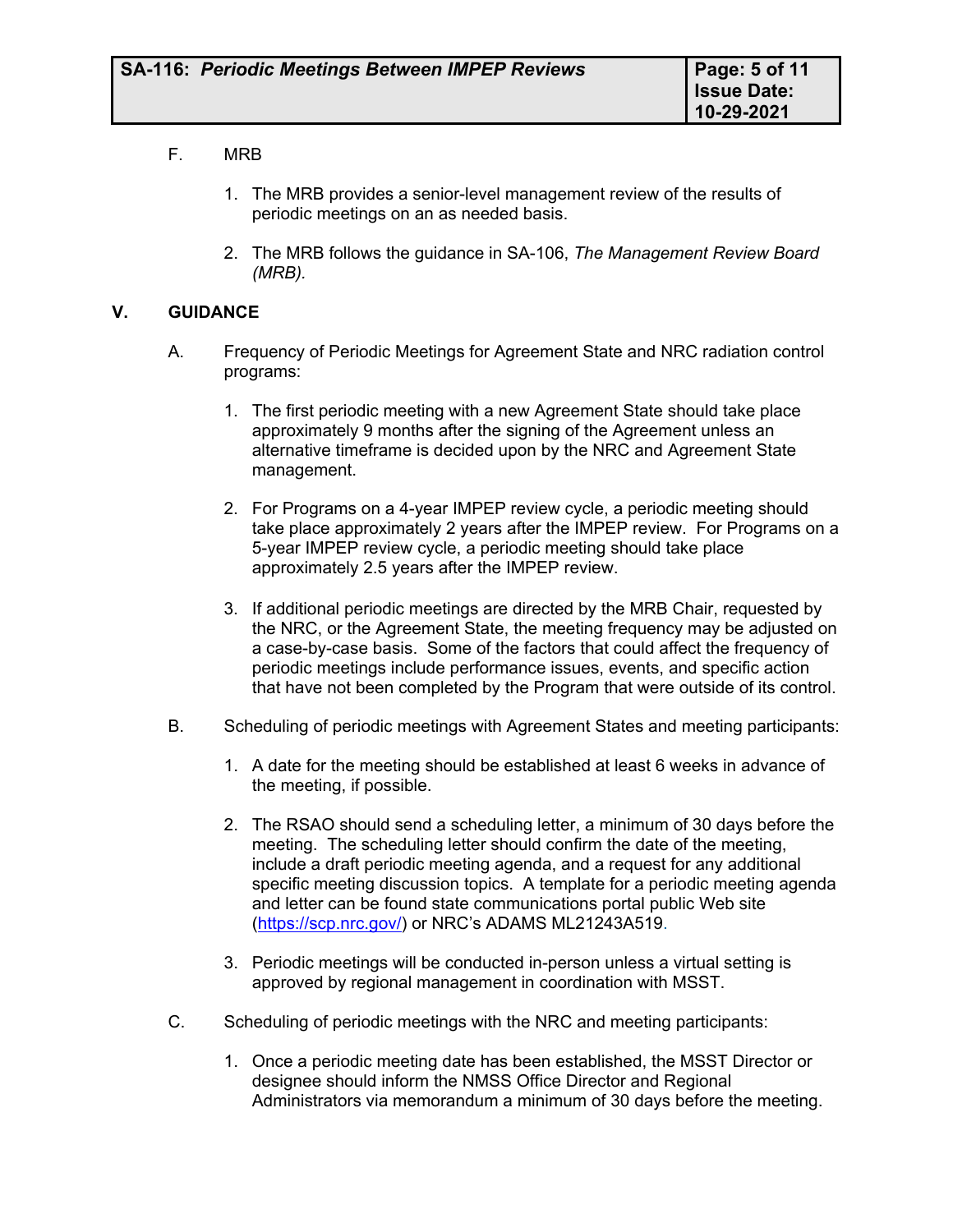F. MRB

1. The MRB provides a senior-level management review of the results of periodic meetings on an as needed basis.

2. The MRB follows the guidance in SA-106, *The Management Review Board (MRB).*

## V. GUIDANCE

A. Frequency of Periodic Meetings for Agreement State and NRC radiation control programs:

1. The first periodic meeting with a new Agreement State should take place approximately 9 months after the signing of the Agreement unless an alternative timeframe is decided upon by the NRC and Agreement State management.

2. For Programs on a 4-year IMPEP review cycle, a periodic meeting should take place approximately 2 years after the IMPEP review. For Programs on a 5-year IMPEP review cycle, a periodic meeting should take place approximately 2.5 years after the IMPEP review.

3. If additional periodic meetings are directed by the MRB Chair, requested by the NRC, or the Agreement State, the meeting frequency may be adjusted on a case-by-case basis. Some of the factors that could affect the frequency of periodic meetings include performance issues, events, and specific action that have not been completed by the Program that were outside of its control.

B. Scheduling of periodic meetings with Agreement States and meeting participants:

1. A date for the meeting should be established at least 6 weeks in advance of the meeting, if possible.

2. The RSAO should send a scheduling letter, a minimum of 30 days before the meeting. The scheduling letter should confirm the date of the meeting, include a draft periodic meeting agenda, and a request for any additional specific meeting discussion topics. A template for a periodic meeting agenda and letter can be found state communications portal public Web site (https://scp.nrc.gov/) or NRC's ADAMS ML21243A519.

3. Periodic meetings will be conducted in-person unless a virtual setting is approved by regional management in coordination with MSST.

C. Scheduling of periodic meetings with the NRC and meeting participants:

1. Once a periodic meeting date has been established, the MSST Director or designee should inform the NMSS Office Director and Regional Administrators via memorandum a minimum of 30 days before the meeting.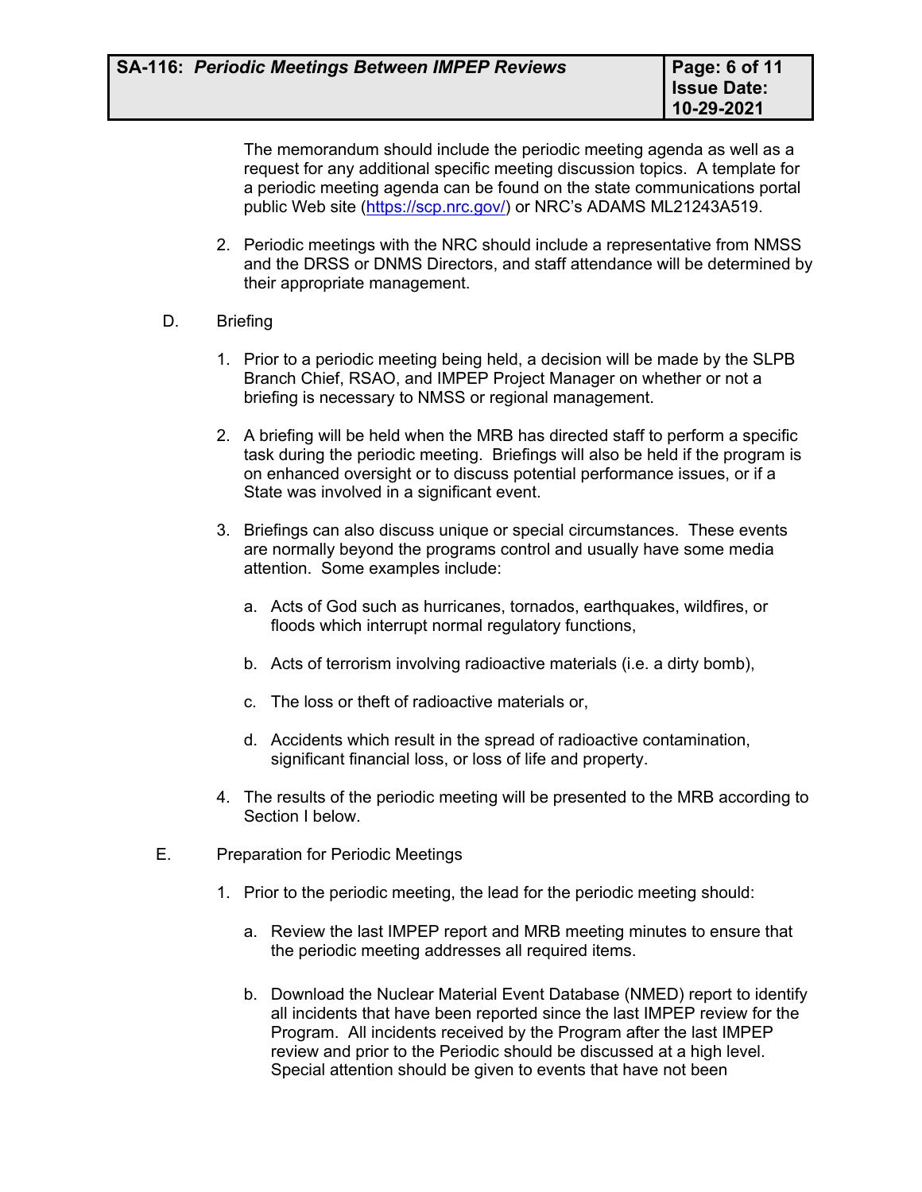The memorandum should include the periodic meeting agenda as well as a request for any additional specific meeting discussion topics. A template for a periodic meeting agenda can be found on the state communications portal public Web site (https://scp.nrc.gov/) or NRC's ADAMS ML21243A519.

2. Periodic meetings with the NRC should include a representative from NMSS and the DRSS or DNMS Directors, and staff attendance will be determined by their appropriate management.

D. Briefing

1. Prior to a periodic meeting being held, a decision will be made by the SLPB Branch Chief, RSAO, and IMPEP Project Manager on whether or not a briefing is necessary to NMSS or regional management.

2. A briefing will be held when the MRB has directed staff to perform a specific task during the periodic meeting. Briefings will also be held if the program is on enhanced oversight or to discuss potential performance issues, or if a State was involved in a significant event.

3. Briefings can also discuss unique or special circumstances. These events are normally beyond the programs control and usually have some media attention. Some examples include:

   a. Acts of God such as hurricanes, tornados, earthquakes, wildfires, or floods which interrupt normal regulatory functions,

   b. Acts of terrorism involving radioactive materials (i.e. a dirty bomb),

   c. The loss or theft of radioactive materials or,

   d. Accidents which result in the spread of radioactive contamination, significant financial loss, or loss of life and property.

4. The results of the periodic meeting will be presented to the MRB according to Section I below.

E. Preparation for Periodic Meetings

1. Prior to the periodic meeting, the lead for the periodic meeting should:

   a. Review the last IMPEP report and MRB meeting minutes to ensure that the periodic meeting addresses all required items.

   b. Download the Nuclear Material Event Database (NMED) report to identify all incidents that have been reported since the last IMPEP review for the Program. All incidents received by the Program after the last IMPEP review and prior to the Periodic should be discussed at a high level. Special attention should be given to events that have not been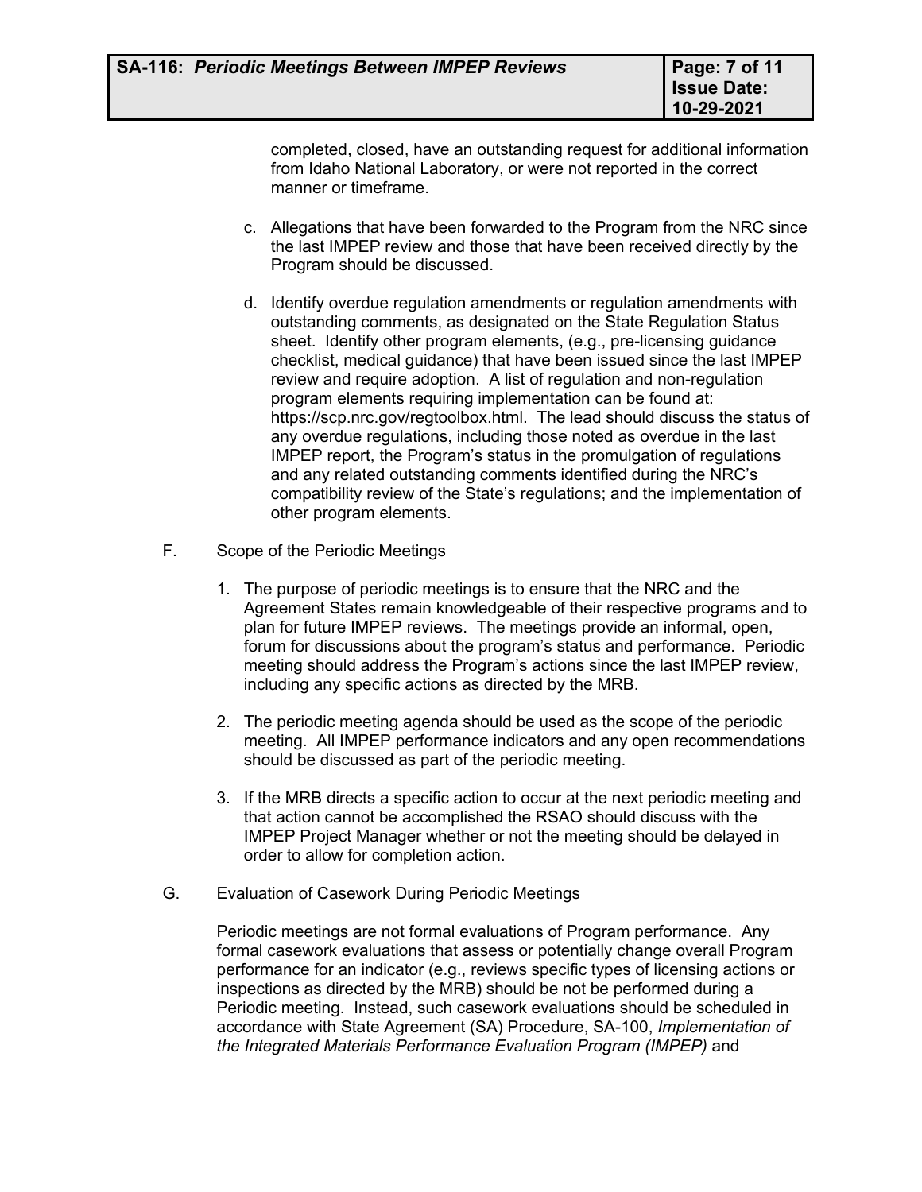completed, closed, have an outstanding request for additional information from Idaho National Laboratory, or were not reported in the correct manner or timeframe.

c. Allegations that have been forwarded to the Program from the NRC since the last IMPEP review and those that have been received directly by the Program should be discussed.

d. Identify overdue regulation amendments or regulation amendments with outstanding comments, as designated on the State Regulation Status sheet. Identify other program elements, (e.g., pre-licensing guidance checklist, medical guidance) that have been issued since the last IMPEP review and require adoption. A list of regulation and non-regulation program elements requiring implementation can be found at: https://scp.nrc.gov/regtoolbox.html. The lead should discuss the status of any overdue regulations, including those noted as overdue in the last IMPEP report, the Program's status in the promulgation of regulations and any related outstanding comments identified during the NRC's compatibility review of the State's regulations; and the implementation of other program elements.

F. Scope of the Periodic Meetings

1. The purpose of periodic meetings is to ensure that the NRC and the Agreement States remain knowledgeable of their respective programs and to plan for future IMPEP reviews. The meetings provide an informal, open, forum for discussions about the program's status and performance. Periodic meeting should address the Program's actions since the last IMPEP review, including any specific actions as directed by the MRB.

2. The periodic meeting agenda should be used as the scope of the periodic meeting. All IMPEP performance indicators and any open recommendations should be discussed as part of the periodic meeting.

3. If the MRB directs a specific action to occur at the next periodic meeting and that action cannot be accomplished the RSAO should discuss with the IMPEP Project Manager whether or not the meeting should be delayed in order to allow for completion action.

G. Evaluation of Casework During Periodic Meetings

Periodic meetings are not formal evaluations of Program performance. Any formal casework evaluations that assess or potentially change overall Program performance for an indicator (e.g., reviews specific types of licensing actions or inspections as directed by the MRB) should be not be performed during a Periodic meeting. Instead, such casework evaluations should be scheduled in accordance with State Agreement (SA) Procedure, SA-100, *Implementation of the Integrated Materials Performance Evaluation Program (IMPEP)* and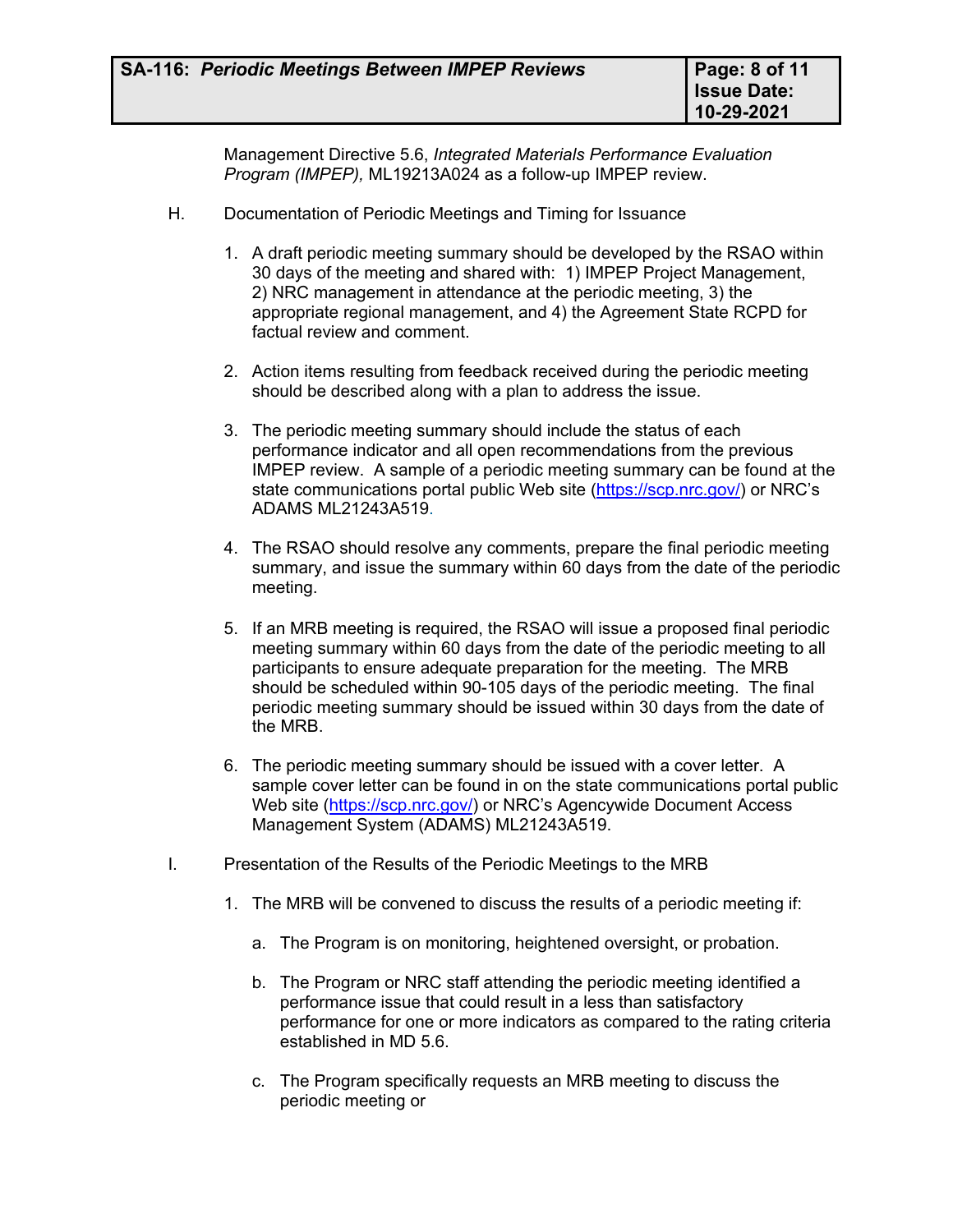Management Directive 5.6, *Integrated Materials Performance Evaluation Program (IMPEP),* ML19213A024 as a follow-up IMPEP review.

H. Documentation of Periodic Meetings and Timing for Issuance

1. A draft periodic meeting summary should be developed by the RSAO within 30 days of the meeting and shared with: 1) IMPEP Project Management, 2) NRC management in attendance at the periodic meeting, 3) the appropriate regional management, and 4) the Agreement State RCPD for factual review and comment.

2. Action items resulting from feedback received during the periodic meeting should be described along with a plan to address the issue.

3. The periodic meeting summary should include the status of each performance indicator and all open recommendations from the previous IMPEP review. A sample of a periodic meeting summary can be found at the state communications portal public Web site (https://scp.nrc.gov/) or NRC's ADAMS ML21243A519.

4. The RSAO should resolve any comments, prepare the final periodic meeting summary, and issue the summary within 60 days from the date of the periodic meeting.

5. If an MRB meeting is required, the RSAO will issue a proposed final periodic meeting summary within 60 days from the date of the periodic meeting to all participants to ensure adequate preparation for the meeting. The MRB should be scheduled within 90-105 days of the periodic meeting. The final periodic meeting summary should be issued within 30 days from the date of the MRB.

6. The periodic meeting summary should be issued with a cover letter. A sample cover letter can be found in on the state communications portal public Web site (https://scp.nrc.gov/) or NRC's Agencywide Document Access Management System (ADAMS) ML21243A519.

I. Presentation of the Results of the Periodic Meetings to the MRB

1. The MRB will be convened to discuss the results of a periodic meeting if:

   a. The Program is on monitoring, heightened oversight, or probation.

   b. The Program or NRC staff attending the periodic meeting identified a performance issue that could result in a less than satisfactory performance for one or more indicators as compared to the rating criteria established in MD 5.6.

   c. The Program specifically requests an MRB meeting to discuss the periodic meeting or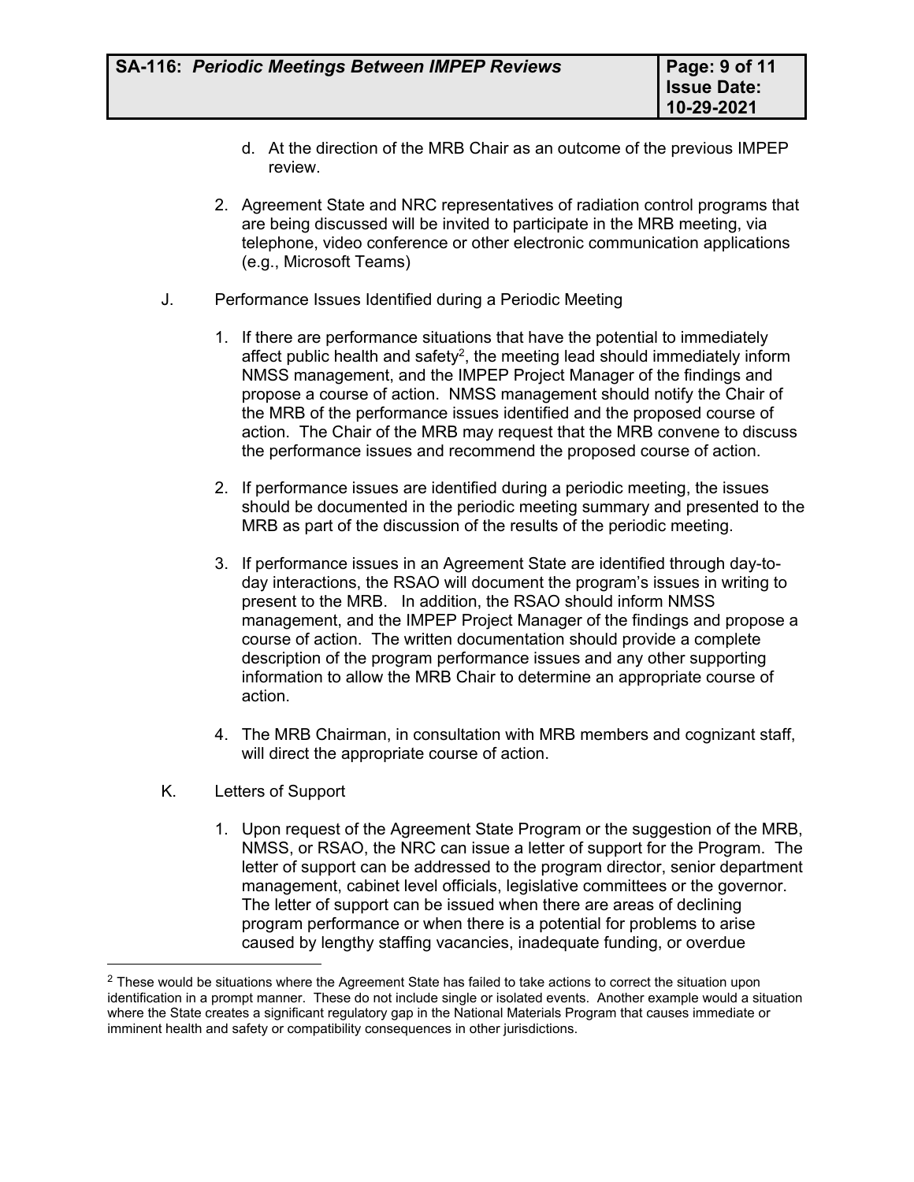d. At the direction of the MRB Chair as an outcome of the previous IMPEP review.

2. Agreement State and NRC representatives of radiation control programs that are being discussed will be invited to participate in the MRB meeting, via telephone, video conference or other electronic communication applications (e.g., Microsoft Teams)

J. Performance Issues Identified during a Periodic Meeting

1. If there are performance situations that have the potential to immediately affect public health and safety[2], the meeting lead should immediately inform NMSS management, and the IMPEP Project Manager of the findings and propose a course of action. NMSS management should notify the Chair of the MRB of the performance issues identified and the proposed course of action. The Chair of the MRB may request that the MRB convene to discuss the performance issues and recommend the proposed course of action.

2. If performance issues are identified during a periodic meeting, the issues should be documented in the periodic meeting summary and presented to the MRB as part of the discussion of the results of the periodic meeting.

3. If performance issues in an Agreement State are identified through day-to-day interactions, the RSAO will document the program's issues in writing to present to the MRB. In addition, the RSAO should inform NMSS management, and the IMPEP Project Manager of the findings and propose a course of action. The written documentation should provide a complete description of the program performance issues and any other supporting information to allow the MRB Chair to determine an appropriate course of action.

4. The MRB Chairman, in consultation with MRB members and cognizant staff, will direct the appropriate course of action.

K. Letters of Support

1. Upon request of the Agreement State Program or the suggestion of the MRB, NMSS, or RSAO, the NRC can issue a letter of support for the Program. The letter of support can be addressed to the program director, senior department management, cabinet level officials, legislative committees or the governor. The letter of support can be issued when there are areas of declining program performance or when there is a potential for problems to arise caused by lengthy staffing vacancies, inadequate funding, or overdue

---

[2] These would be situations where the Agreement State has failed to take actions to correct the situation upon identification in a prompt manner. These do not include single or isolated events. Another example would a situation where the State creates a significant regulatory gap in the National Materials Program that causes immediate or imminent health and safety or compatibility consequences in other jurisdictions.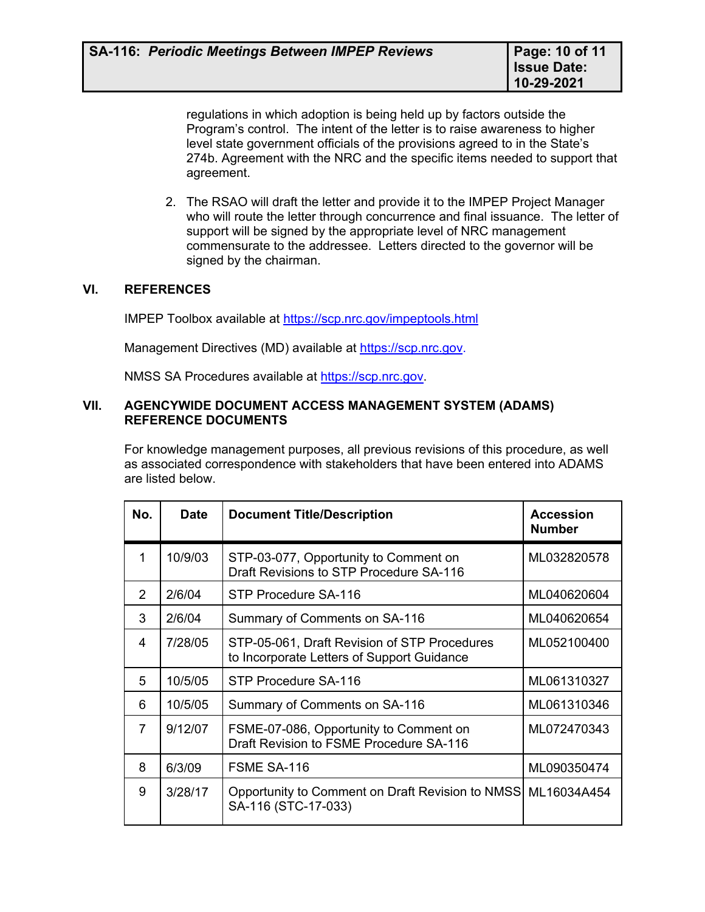regulations in which adoption is being held up by factors outside the Program's control. The intent of the letter is to raise awareness to higher level state government officials of the provisions agreed to in the State's 274b. Agreement with the NRC and the specific items needed to support that agreement.

2. The RSAO will draft the letter and provide it to the IMPEP Project Manager who will route the letter through concurrence and final issuance. The letter of support will be signed by the appropriate level of NRC management commensurate to the addressee. Letters directed to the governor will be signed by the chairman.

## VI. REFERENCES

IMPEP Toolbox available at https://scp.nrc.gov/impeptools.html

Management Directives (MD) available at https://scp.nrc.gov.

NMSS SA Procedures available at https://scp.nrc.gov.

## VII. AGENCYWIDE DOCUMENT ACCESS MANAGEMENT SYSTEM (ADAMS) REFERENCE DOCUMENTS

For knowledge management purposes, all previous revisions of this procedure, as well as associated correspondence with stakeholders that have been entered into ADAMS are listed below.

| No. | Date | Document Title/Description | Accession Number |
|---|---|---|---|
| 1 | 10/9/03 | STP-03-077, Opportunity to Comment on Draft Revisions to STP Procedure SA-116 | ML032820578 |
| 2 | 2/6/04 | STP Procedure SA-116 | ML040620604 |
| 3 | 2/6/04 | Summary of Comments on SA-116 | ML040620654 |
| 4 | 7/28/05 | STP-05-061, Draft Revision of STP Procedures to Incorporate Letters of Support Guidance | ML052100400 |
| 5 | 10/5/05 | STP Procedure SA-116 | ML061310327 |
| 6 | 10/5/05 | Summary of Comments on SA-116 | ML061310346 |
| 7 | 9/12/07 | FSME-07-086, Opportunity to Comment on Draft Revision to FSME Procedure SA-116 | ML072470343 |
| 8 | 6/3/09 | FSME SA-116 | ML090350474 |
| 9 | 3/28/17 | Opportunity to Comment on Draft Revision to NMSS SA-116 (STC-17-033) | ML16034A454 |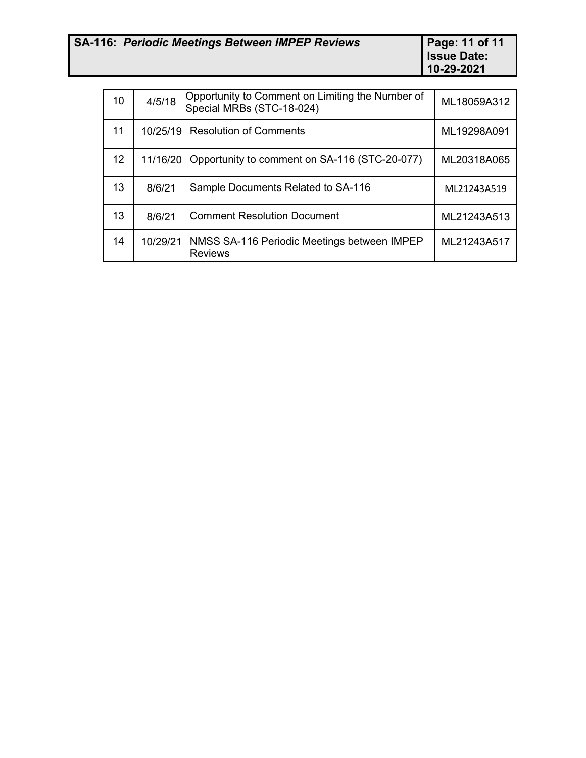| | | | |
|---|---|---|---|
| 10 | 4/5/18 | Opportunity to Comment on Limiting the Number of Special MRBs (STC-18-024) | ML18059A312 |
| 11 | 10/25/19 | Resolution of Comments | ML19298A091 |
| 12 | 11/16/20 | Opportunity to comment on SA-116 (STC-20-077) | ML20318A065 |
| 13 | 8/6/21 | Sample Documents Related to SA-116 | ML21243A519 |
| 13 | 8/6/21 | Comment Resolution Document | ML21243A513 |
| 14 | 10/29/21 | NMSS SA-116 Periodic Meetings between IMPEP Reviews | ML21243A517 |